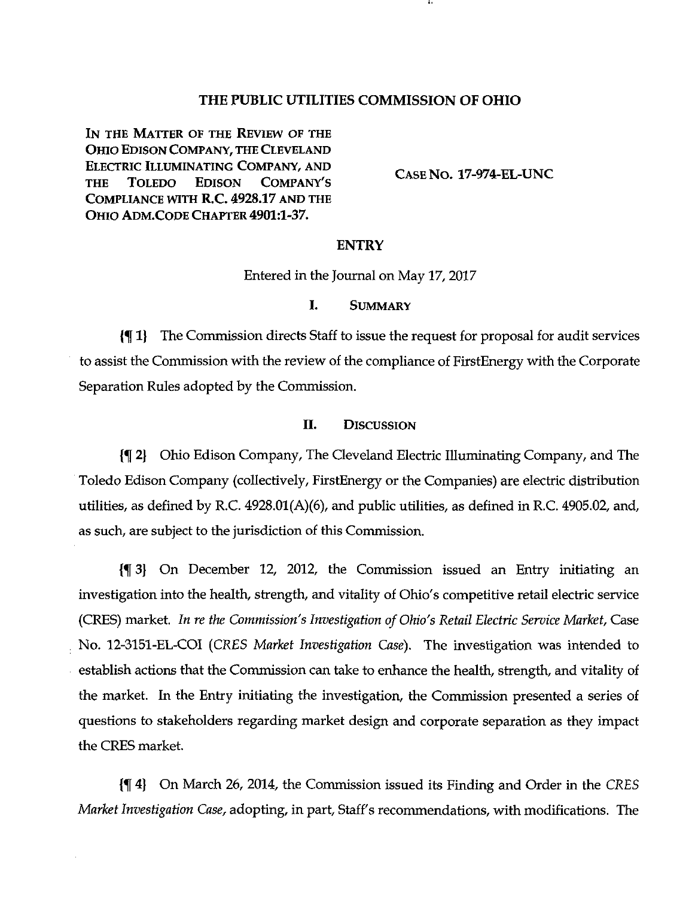# THE PUBLIC UTILITIES COMMISSION OF OHIO

| | |
|---|---|
| IN THE MATTER OF THE REVIEW OF THE OHIO EDISON COMPANY, THE CLEVELAND ELECTRIC ILLUMINATING COMPANY, AND THE TOLEDO EDISON COMPANY'S COMPLIANCE WITH R.C. 4928.17 AND THE OHIO ADM.CODE CHAPTER 4901:1-37. | CASE NO. 17-974-EL-UNC |

## ENTRY

Entered in the Journal on May 17, 2017

### I. SUMMARY

{¶ 1} The Commission directs Staff to issue the request for proposal for audit services to assist the Commission with the review of the compliance of FirstEnergy with the Corporate Separation Rules adopted by the Commission.

### II. DISCUSSION

{¶ 2} Ohio Edison Company, The Cleveland Electric Illuminating Company, and The Toledo Edison Company (collectively, FirstEnergy or the Companies) are electric distribution utilities, as defined by R.C. 4928.01(A)(6), and public utilities, as defined in R.C. 4905.02, and, as such, are subject to the jurisdiction of this Commission.

{¶ 3} On December 12, 2012, the Commission issued an Entry initiating an investigation into the health, strength, and vitality of Ohio's competitive retail electric service (CRES) market. *In re the Commission's Investigation of Ohio's Retail Electric Service Market*, Case No. 12-3151-EL-COI (*CRES Market Investigation Case*). The investigation was intended to establish actions that the Commission can take to enhance the health, strength, and vitality of the market. In the Entry initiating the investigation, the Commission presented a series of questions to stakeholders regarding market design and corporate separation as they impact the CRES market.

{¶ 4} On March 26, 2014, the Commission issued its Finding and Order in the *CRES Market Investigation Case*, adopting, in part, Staff's recommendations, with modifications. The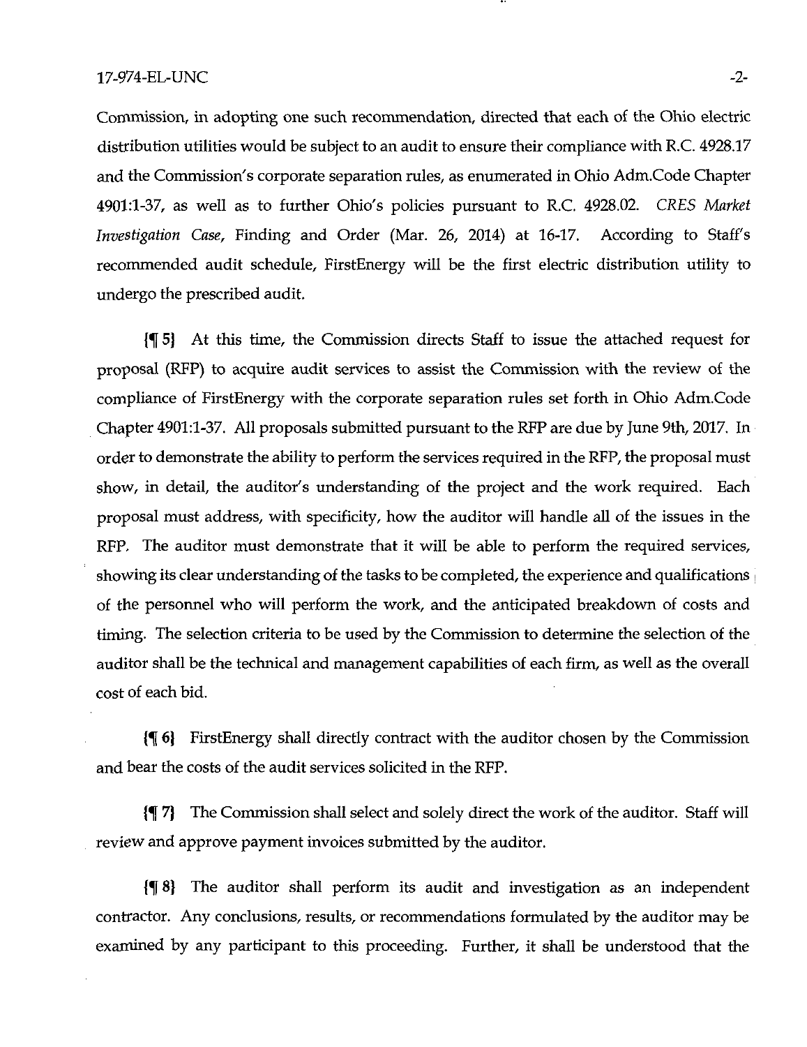Commission, in adopting one such recommendation, directed that each of the Ohio electric distribution utilities would be subject to an audit to ensure their compliance with R.C. 4928.17 and the Commission's corporate separation rules, as enumerated in Ohio Adm.Code Chapter 4901:1-37, as well as to further Ohio's policies pursuant to R.C. 4928.02. *CRES Market Investigation Case*, Finding and Order (Mar. 26, 2014) at 16-17. According to Staff's recommended audit schedule, FirstEnergy will be the first electric distribution utility to undergo the prescribed audit.

{¶ 5} At this time, the Commission directs Staff to issue the attached request for proposal (RFP) to acquire audit services to assist the Commission with the review of the compliance of FirstEnergy with the corporate separation rules set forth in Ohio Adm.Code Chapter 4901:1-37. All proposals submitted pursuant to the RFP are due by June 9th, 2017. In order to demonstrate the ability to perform the services required in the RFP, the proposal must show, in detail, the auditor's understanding of the project and the work required. Each proposal must address, with specificity, how the auditor will handle all of the issues in the RFP. The auditor must demonstrate that it will be able to perform the required services, showing its clear understanding of the tasks to be completed, the experience and qualifications of the personnel who will perform the work, and the anticipated breakdown of costs and timing. The selection criteria to be used by the Commission to determine the selection of the auditor shall be the technical and management capabilities of each firm, as well as the overall cost of each bid.

{¶ 6} FirstEnergy shall directly contract with the auditor chosen by the Commission and bear the costs of the audit services solicited in the RFP.

{¶ 7} The Commission shall select and solely direct the work of the auditor. Staff will review and approve payment invoices submitted by the auditor.

{¶ 8} The auditor shall perform its audit and investigation as an independent contractor. Any conclusions, results, or recommendations formulated by the auditor may be examined by any participant to this proceeding. Further, it shall be understood that the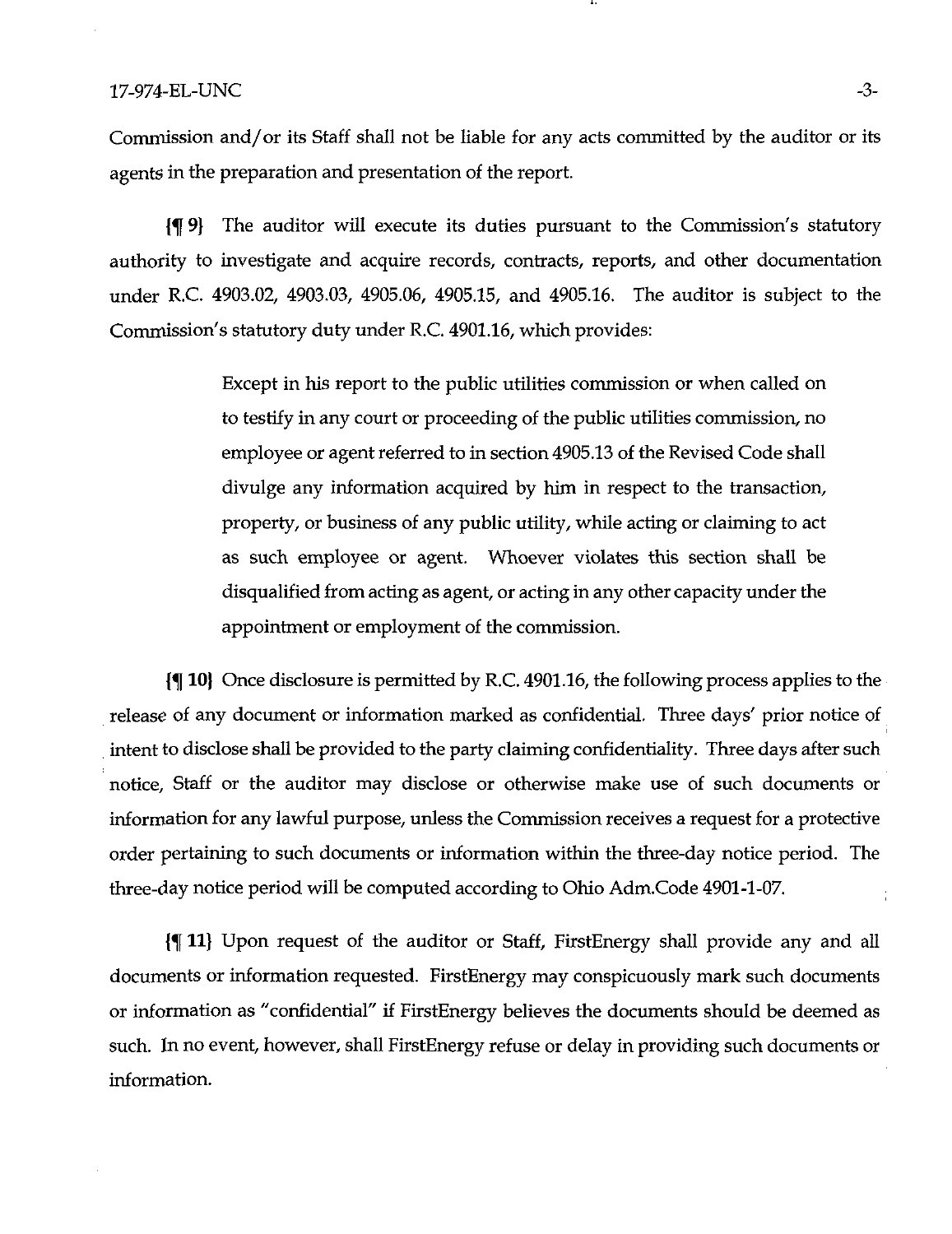Commission and/or its Staff shall not be liable for any acts committed by the auditor or its agents in the preparation and presentation of the report.

{¶ 9} The auditor will execute its duties pursuant to the Commission's statutory authority to investigate and acquire records, contracts, reports, and other documentation under R.C. 4903.02, 4903.03, 4905.06, 4905.15, and 4905.16. The auditor is subject to the Commission's statutory duty under R.C. 4901.16, which provides:

> Except in his report to the public utilities commission or when called on to testify in any court or proceeding of the public utilities commission, no employee or agent referred to in section 4905.13 of the Revised Code shall divulge any information acquired by him in respect to the transaction, property, or business of any public utility, while acting or claiming to act as such employee or agent. Whoever violates this section shall be disqualified from acting as agent, or acting in any other capacity under the appointment or employment of the commission.

{¶ 10} Once disclosure is permitted by R.C. 4901.16, the following process applies to the release of any document or information marked as confidential. Three days' prior notice of intent to disclose shall be provided to the party claiming confidentiality. Three days after such notice, Staff or the auditor may disclose or otherwise make use of such documents or information for any lawful purpose, unless the Commission receives a request for a protective order pertaining to such documents or information within the three-day notice period. The three-day notice period will be computed according to Ohio Adm.Code 4901-1-07.

{¶ 11} Upon request of the auditor or Staff, FirstEnergy shall provide any and all documents or information requested. FirstEnergy may conspicuously mark such documents or information as "confidential" if FirstEnergy believes the documents should be deemed as such. In no event, however, shall FirstEnergy refuse or delay in providing such documents or information.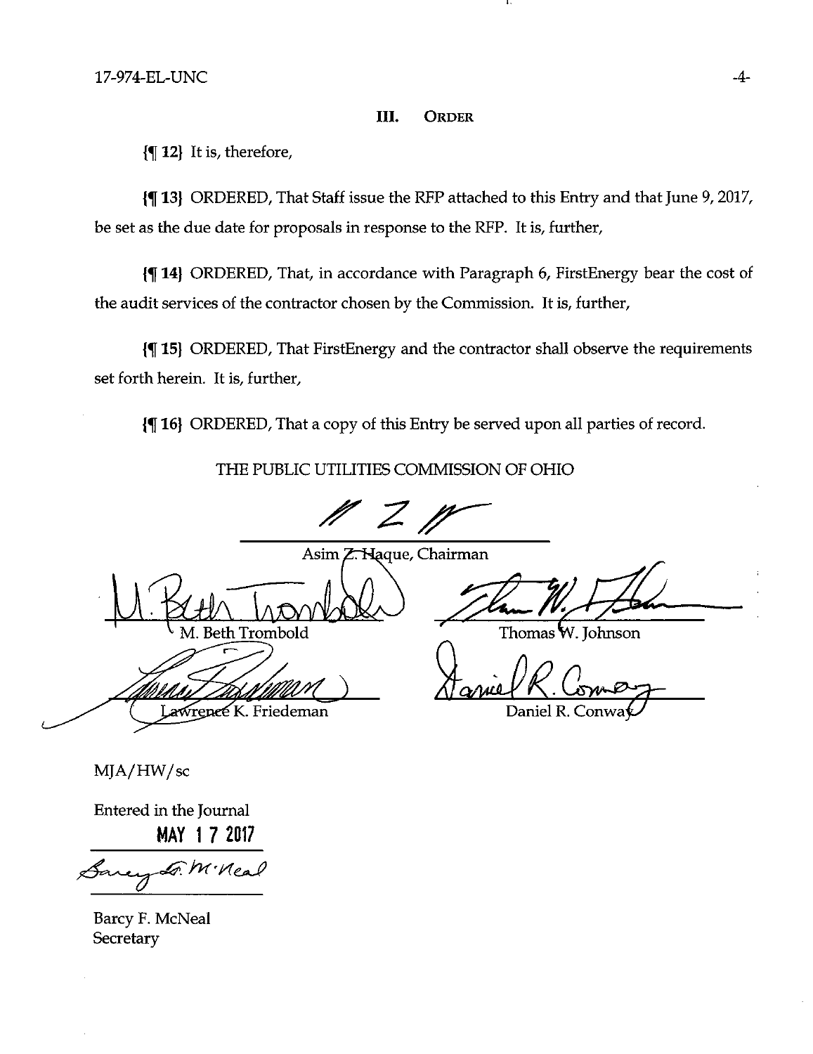## III. ORDER

{¶ 12} It is, therefore,

{¶ 13} ORDERED, That Staff issue the RFP attached to this Entry and that June 9, 2017, be set as the due date for proposals in response to the RFP. It is, further,

{¶ 14} ORDERED, That, in accordance with Paragraph 6, FirstEnergy bear the cost of the audit services of the contractor chosen by the Commission. It is, further,

{¶ 15} ORDERED, That FirstEnergy and the contractor shall observe the requirements set forth herein. It is, further,

{¶ 16} ORDERED, That a copy of this Entry be served upon all parties of record.

THE PUBLIC UTILITIES COMMISSION OF OHIO

Asim Z. Haque, Chairman

M. Beth Trombold

Thomas W. Johnson

Lawrence K. Friedeman

Daniel R. Conway

MJA/HW/sc

Entered in the Journal

MAY 17 2017

Barcy F. McNeal
Secretary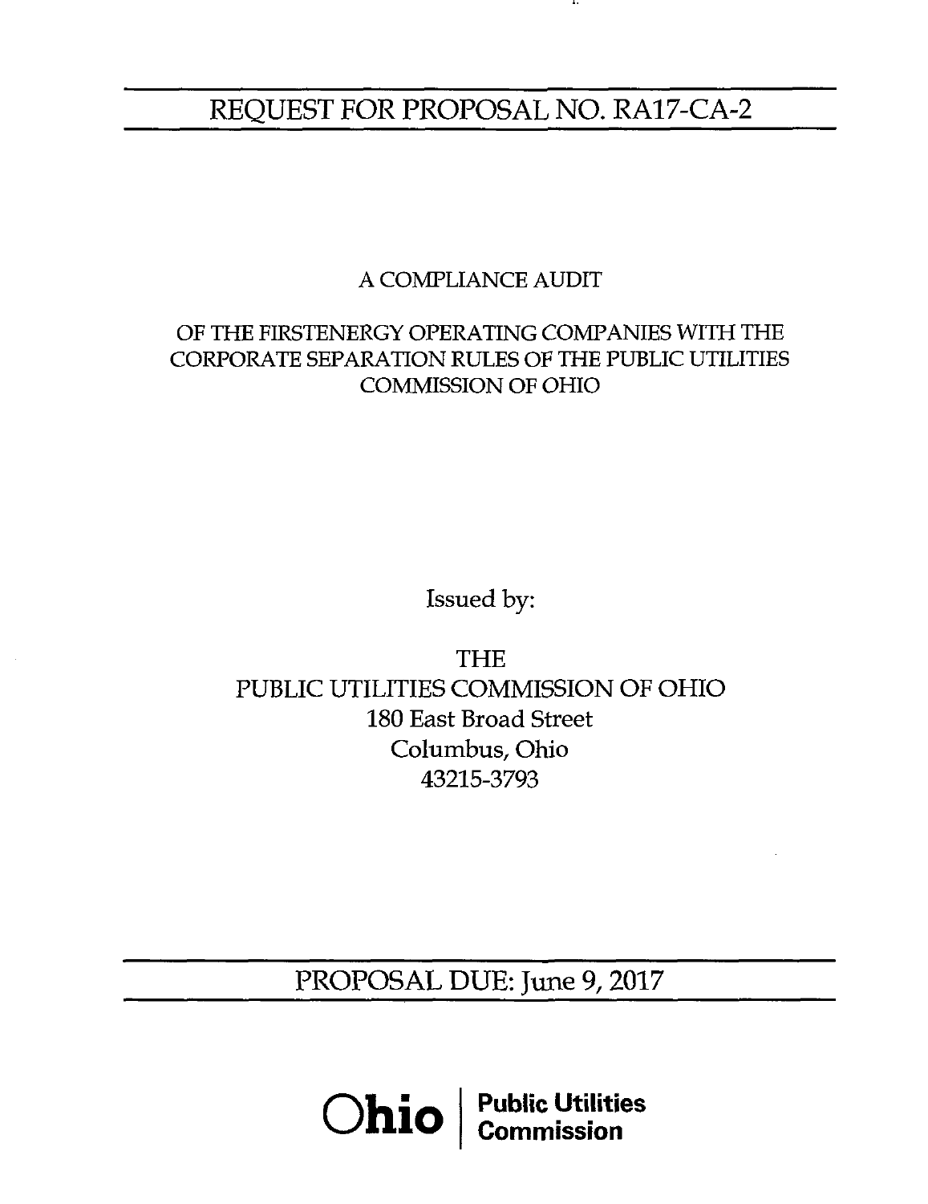# REQUEST FOR PROPOSAL NO. RA17-CA-2

A COMPLIANCE AUDIT

OF THE FIRSTENERGY OPERATING COMPANIES WITH THE CORPORATE SEPARATION RULES OF THE PUBLIC UTILITIES COMMISSION OF OHIO

Issued by:

THE
PUBLIC UTILITIES COMMISSION OF OHIO
180 East Broad Street
Columbus, Ohio
43215-3793

## PROPOSAL DUE: June 9, 2017

Ohio | Public Utilities Commission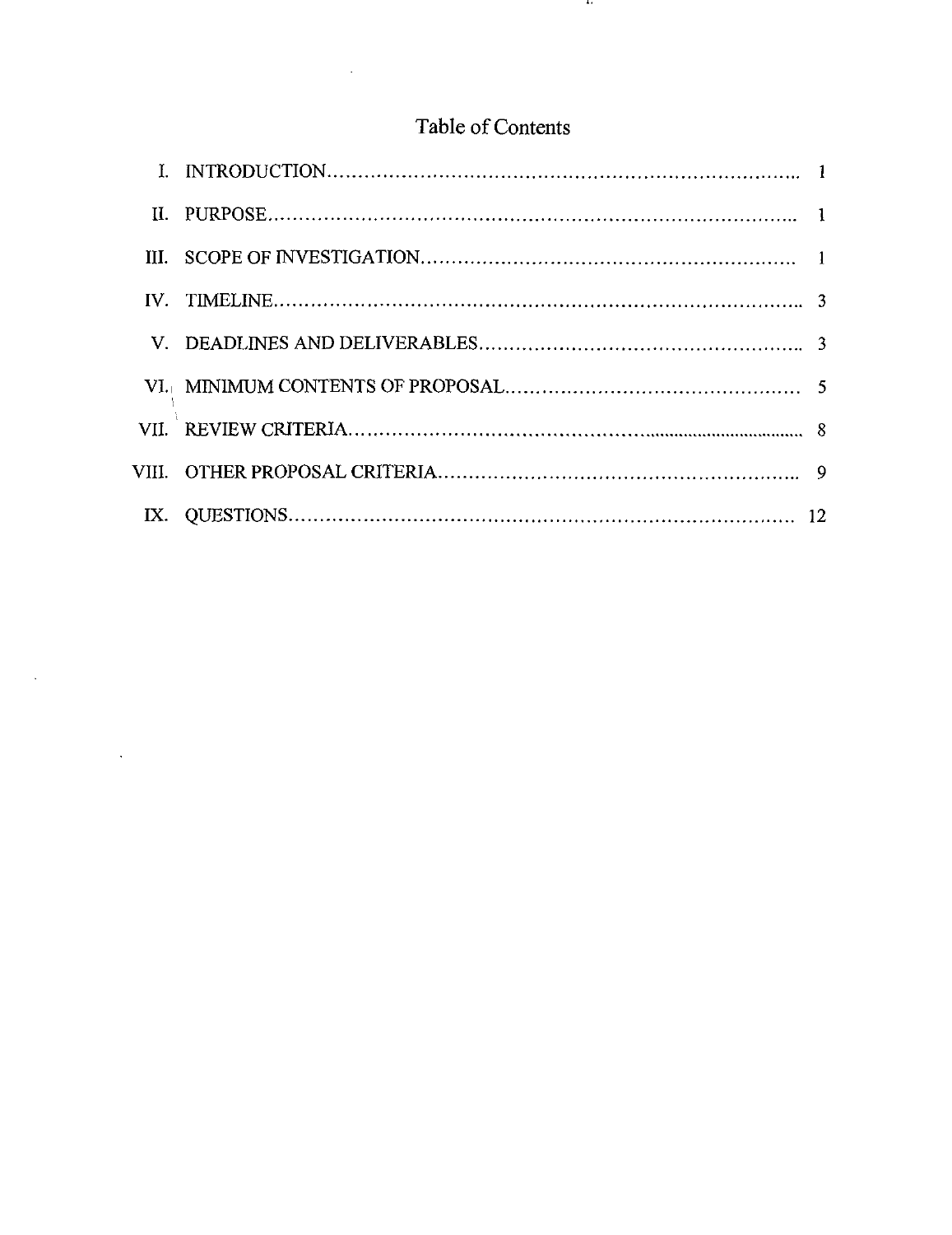# Table of Contents

| | | |
|---|---|---|
| I. | INTRODUCTION | 1 |
| II. | PURPOSE | 1 |
| III. | SCOPE OF INVESTIGATION | 1 |
| IV. | TIMELINE | 3 |
| V. | DEADLINES AND DELIVERABLES | 3 |
| VI. | MINIMUM CONTENTS OF PROPOSAL | 5 |
| VII. | REVIEW CRITERIA | 8 |
| VIII. | OTHER PROPOSAL CRITERIA | 9 |
| IX. | QUESTIONS | 12 |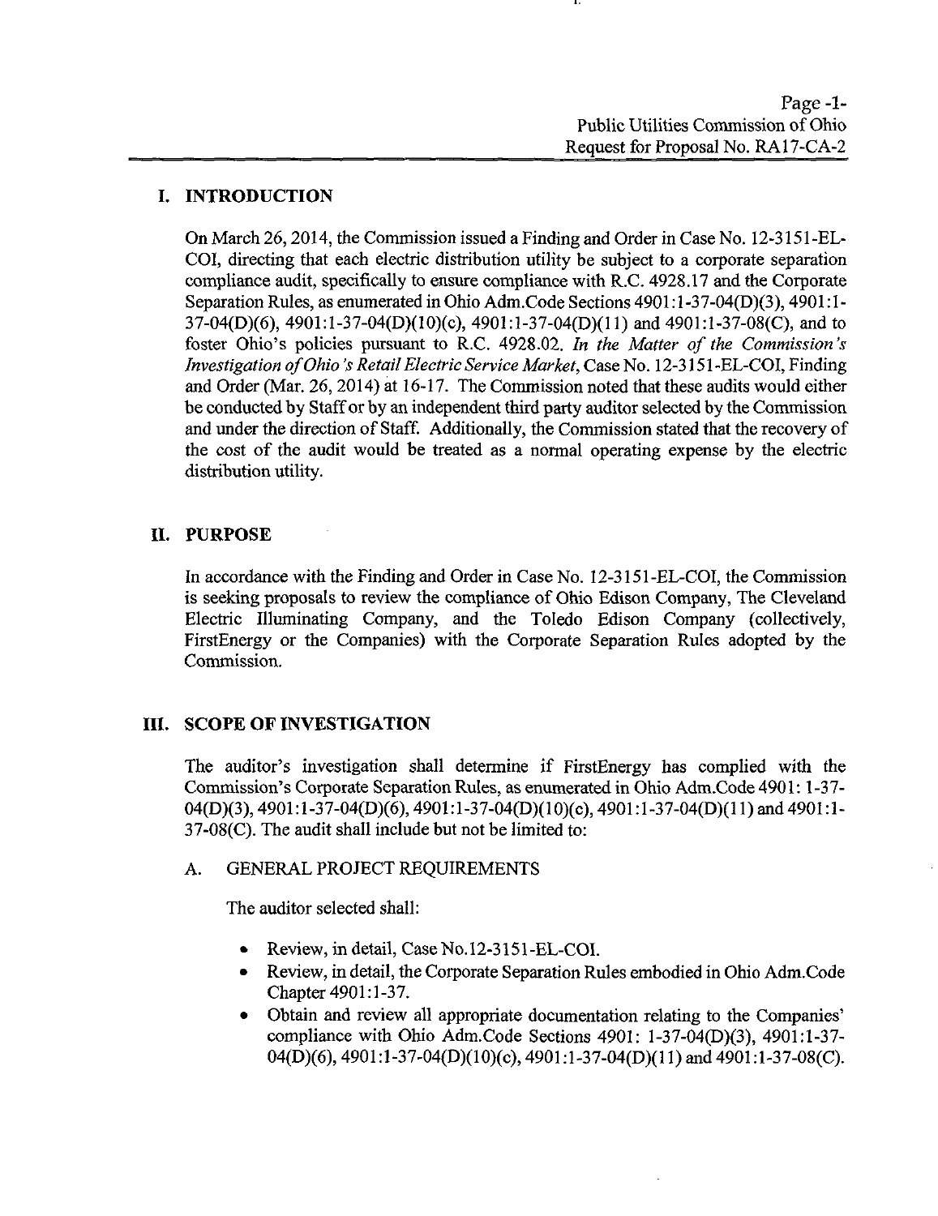## I. INTRODUCTION

On March 26, 2014, the Commission issued a Finding and Order in Case No. 12-3151-EL-COI, directing that each electric distribution utility be subject to a corporate separation compliance audit, specifically to ensure compliance with R.C. 4928.17 and the Corporate Separation Rules, as enumerated in Ohio Adm.Code Sections 4901:1-37-04(D)(3), 4901:1-37-04(D)(6), 4901:1-37-04(D)(10)(c), 4901:1-37-04(D)(11) and 4901:1-37-08(C), and to foster Ohio's policies pursuant to R.C. 4928.02. *In the Matter of the Commission's Investigation of Ohio's Retail Electric Service Market*, Case No. 12-3151-EL-COI, Finding and Order (Mar. 26, 2014) at 16-17. The Commission noted that these audits would either be conducted by Staff or by an independent third party auditor selected by the Commission and under the direction of Staff. Additionally, the Commission stated that the recovery of the cost of the audit would be treated as a normal operating expense by the electric distribution utility.

## II. PURPOSE

In accordance with the Finding and Order in Case No. 12-3151-EL-COI, the Commission is seeking proposals to review the compliance of Ohio Edison Company, The Cleveland Electric Illuminating Company, and the Toledo Edison Company (collectively, FirstEnergy or the Companies) with the Corporate Separation Rules adopted by the Commission.

## III. SCOPE OF INVESTIGATION

The auditor's investigation shall determine if FirstEnergy has complied with the Commission's Corporate Separation Rules, as enumerated in Ohio Adm.Code 4901: 1-37-04(D)(3), 4901:1-37-04(D)(6), 4901:1-37-04(D)(10)(c), 4901:1-37-04(D)(11) and 4901:1-37-08(C). The audit shall include but not be limited to:

### A. GENERAL PROJECT REQUIREMENTS

The auditor selected shall:

- Review, in detail, Case No.12-3151-EL-COI.
- Review, in detail, the Corporate Separation Rules embodied in Ohio Adm.Code Chapter 4901:1-37.
- Obtain and review all appropriate documentation relating to the Companies' compliance with Ohio Adm.Code Sections 4901: 1-37-04(D)(3), 4901:1-37-04(D)(6), 4901:1-37-04(D)(10)(c), 4901:1-37-04(D)(11) and 4901:1-37-08(C).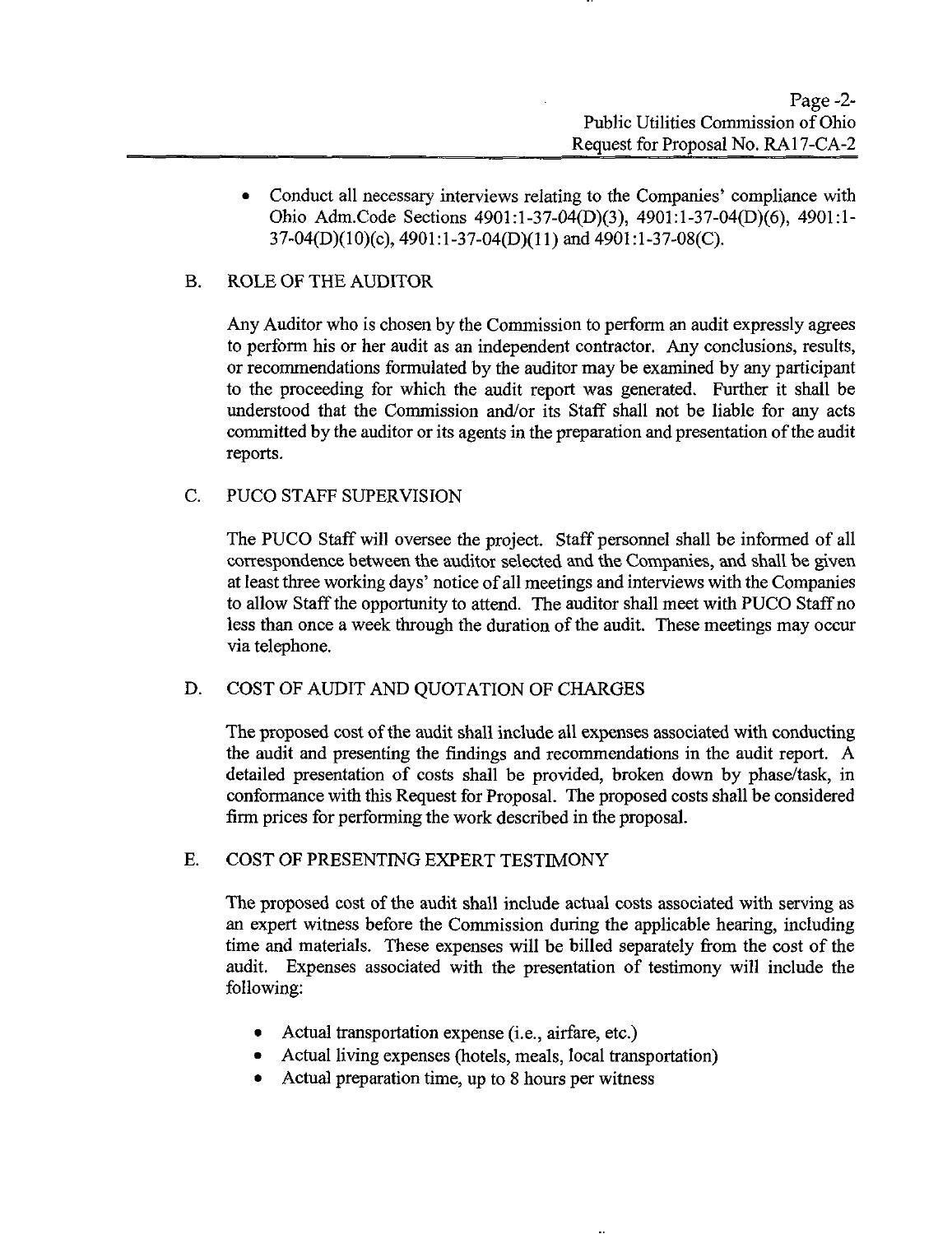- Conduct all necessary interviews relating to the Companies' compliance with Ohio Adm.Code Sections 4901:1-37-04(D)(3), 4901:1-37-04(D)(6), 4901:1-37-04(D)(10)(c), 4901:1-37-04(D)(11) and 4901:1-37-08(C).

## B. ROLE OF THE AUDITOR

Any Auditor who is chosen by the Commission to perform an audit expressly agrees to perform his or her audit as an independent contractor. Any conclusions, results, or recommendations formulated by the auditor may be examined by any participant to the proceeding for which the audit report was generated. Further it shall be understood that the Commission and/or its Staff shall not be liable for any acts committed by the auditor or its agents in the preparation and presentation of the audit reports.

## C. PUCO STAFF SUPERVISION

The PUCO Staff will oversee the project. Staff personnel shall be informed of all correspondence between the auditor selected and the Companies, and shall be given at least three working days' notice of all meetings and interviews with the Companies to allow Staff the opportunity to attend. The auditor shall meet with PUCO Staff no less than once a week through the duration of the audit. These meetings may occur via telephone.

## D. COST OF AUDIT AND QUOTATION OF CHARGES

The proposed cost of the audit shall include all expenses associated with conducting the audit and presenting the findings and recommendations in the audit report. A detailed presentation of costs shall be provided, broken down by phase/task, in conformance with this Request for Proposal. The proposed costs shall be considered firm prices for performing the work described in the proposal.

## E. COST OF PRESENTING EXPERT TESTIMONY

The proposed cost of the audit shall include actual costs associated with serving as an expert witness before the Commission during the applicable hearing, including time and materials. These expenses will be billed separately from the cost of the audit. Expenses associated with the presentation of testimony will include the following:

- Actual transportation expense (i.e., airfare, etc.)
- Actual living expenses (hotels, meals, local transportation)
- Actual preparation time, up to 8 hours per witness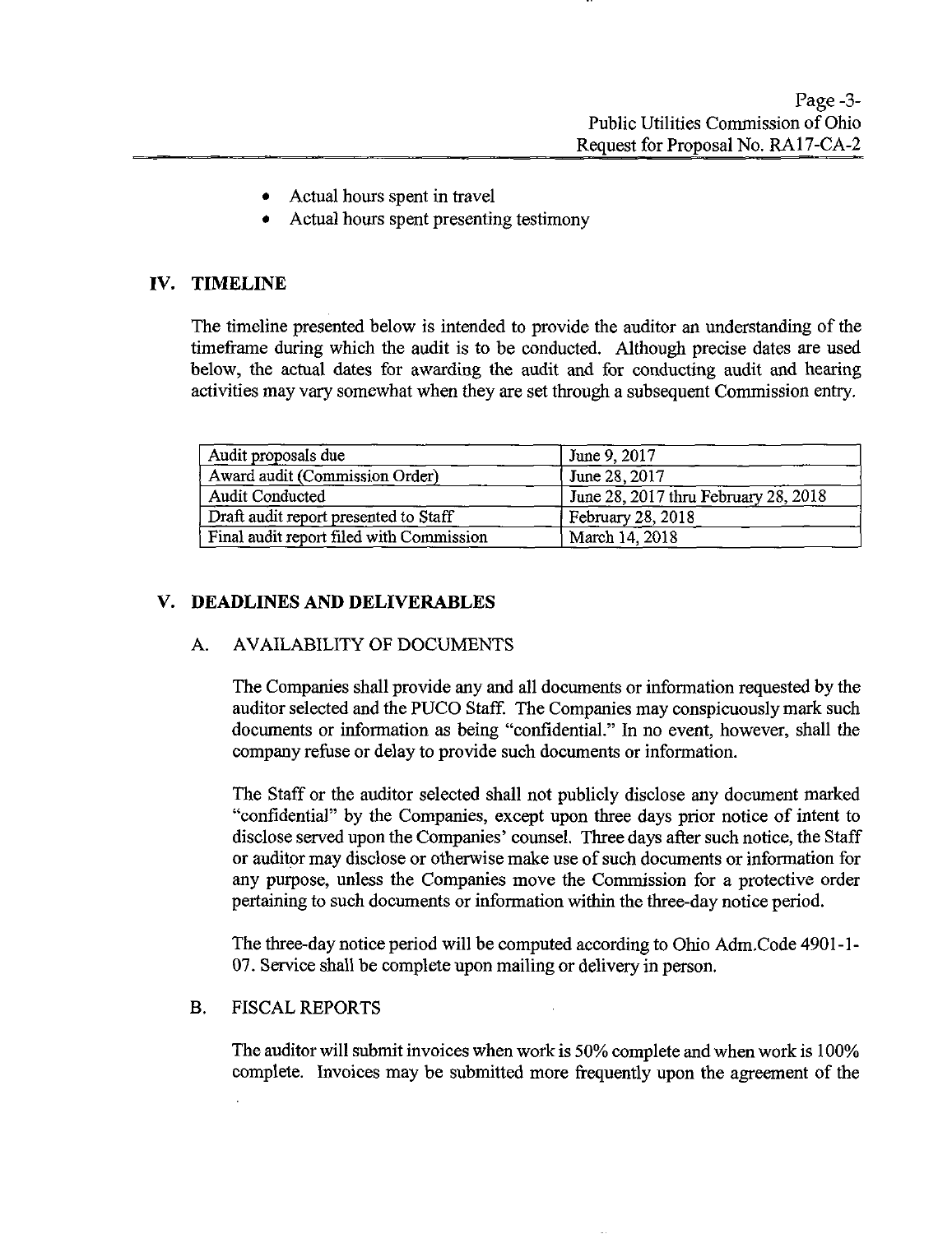- Actual hours spent in travel
- Actual hours spent presenting testimony

## IV. TIMELINE

The timeline presented below is intended to provide the auditor an understanding of the timeframe during which the audit is to be conducted. Although precise dates are used below, the actual dates for awarding the audit and for conducting audit and hearing activities may vary somewhat when they are set through a subsequent Commission entry.

| | |
|---|---|
| Audit proposals due | June 9, 2017 |
| Award audit (Commission Order) | June 28, 2017 |
| Audit Conducted | June 28, 2017 thru February 28, 2018 |
| Draft audit report presented to Staff | February 28, 2018 |
| Final audit report filed with Commission | March 14, 2018 |

## V. DEADLINES AND DELIVERABLES

### A. AVAILABILITY OF DOCUMENTS

The Companies shall provide any and all documents or information requested by the auditor selected and the PUCO Staff. The Companies may conspicuously mark such documents or information as being "confidential." In no event, however, shall the company refuse or delay to provide such documents or information.

The Staff or the auditor selected shall not publicly disclose any document marked "confidential" by the Companies, except upon three days prior notice of intent to disclose served upon the Companies' counsel. Three days after such notice, the Staff or auditor may disclose or otherwise make use of such documents or information for any purpose, unless the Companies move the Commission for a protective order pertaining to such documents or information within the three-day notice period.

The three-day notice period will be computed according to Ohio Adm.Code 4901-1-07. Service shall be complete upon mailing or delivery in person.

### B. FISCAL REPORTS

The auditor will submit invoices when work is 50% complete and when work is 100% complete. Invoices may be submitted more frequently upon the agreement of the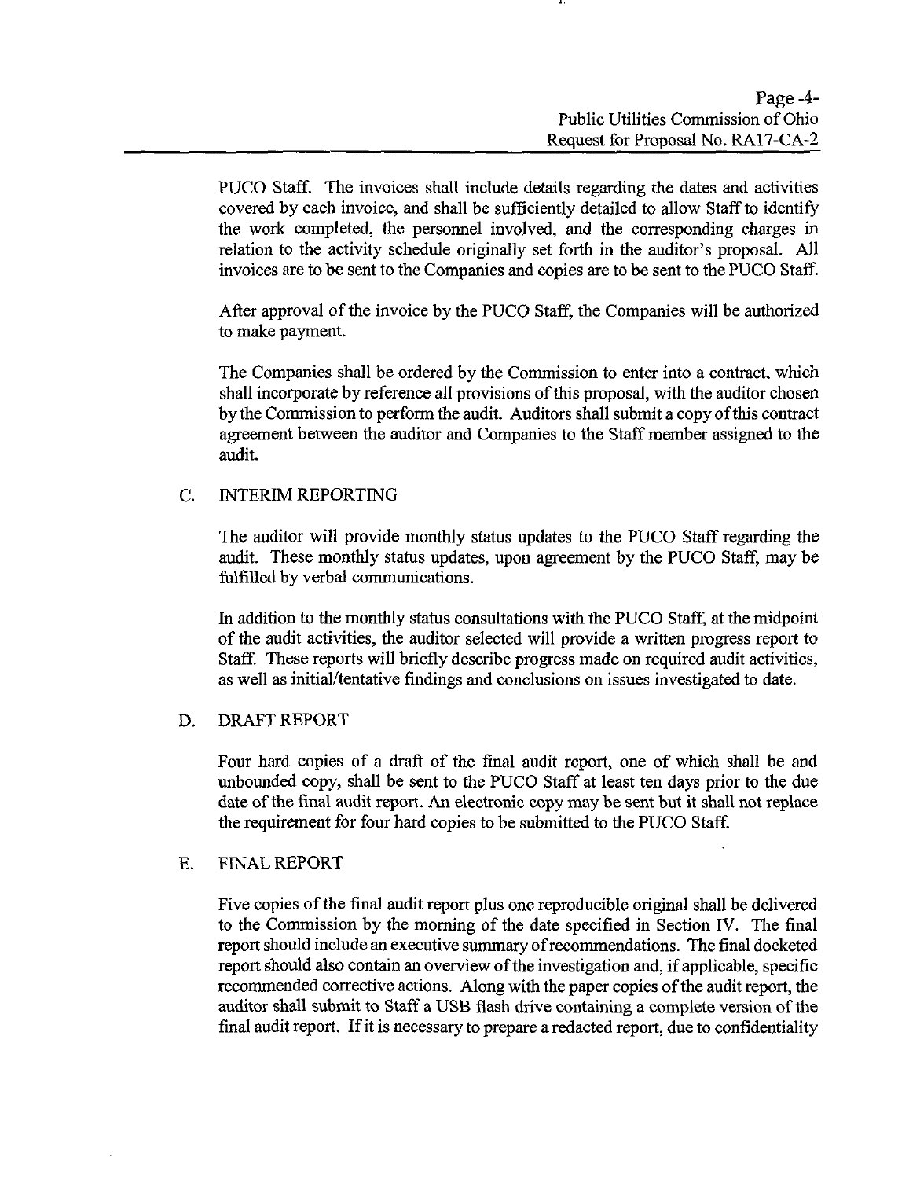PUCO Staff. The invoices shall include details regarding the dates and activities covered by each invoice, and shall be sufficiently detailed to allow Staff to identify the work completed, the personnel involved, and the corresponding charges in relation to the activity schedule originally set forth in the auditor's proposal. All invoices are to be sent to the Companies and copies are to be sent to the PUCO Staff.

After approval of the invoice by the PUCO Staff, the Companies will be authorized to make payment.

The Companies shall be ordered by the Commission to enter into a contract, which shall incorporate by reference all provisions of this proposal, with the auditor chosen by the Commission to perform the audit. Auditors shall submit a copy of this contract agreement between the auditor and Companies to the Staff member assigned to the audit.

## C. INTERIM REPORTING

The auditor will provide monthly status updates to the PUCO Staff regarding the audit. These monthly status updates, upon agreement by the PUCO Staff, may be fulfilled by verbal communications.

In addition to the monthly status consultations with the PUCO Staff, at the midpoint of the audit activities, the auditor selected will provide a written progress report to Staff. These reports will briefly describe progress made on required audit activities, as well as initial/tentative findings and conclusions on issues investigated to date.

## D. DRAFT REPORT

Four hard copies of a draft of the final audit report, one of which shall be and unbounded copy, shall be sent to the PUCO Staff at least ten days prior to the due date of the final audit report. An electronic copy may be sent but it shall not replace the requirement for four hard copies to be submitted to the PUCO Staff.

## E. FINAL REPORT

Five copies of the final audit report plus one reproducible original shall be delivered to the Commission by the morning of the date specified in Section IV. The final report should include an executive summary of recommendations. The final docketed report should also contain an overview of the investigation and, if applicable, specific recommended corrective actions. Along with the paper copies of the audit report, the auditor shall submit to Staff a USB flash drive containing a complete version of the final audit report. If it is necessary to prepare a redacted report, due to confidentiality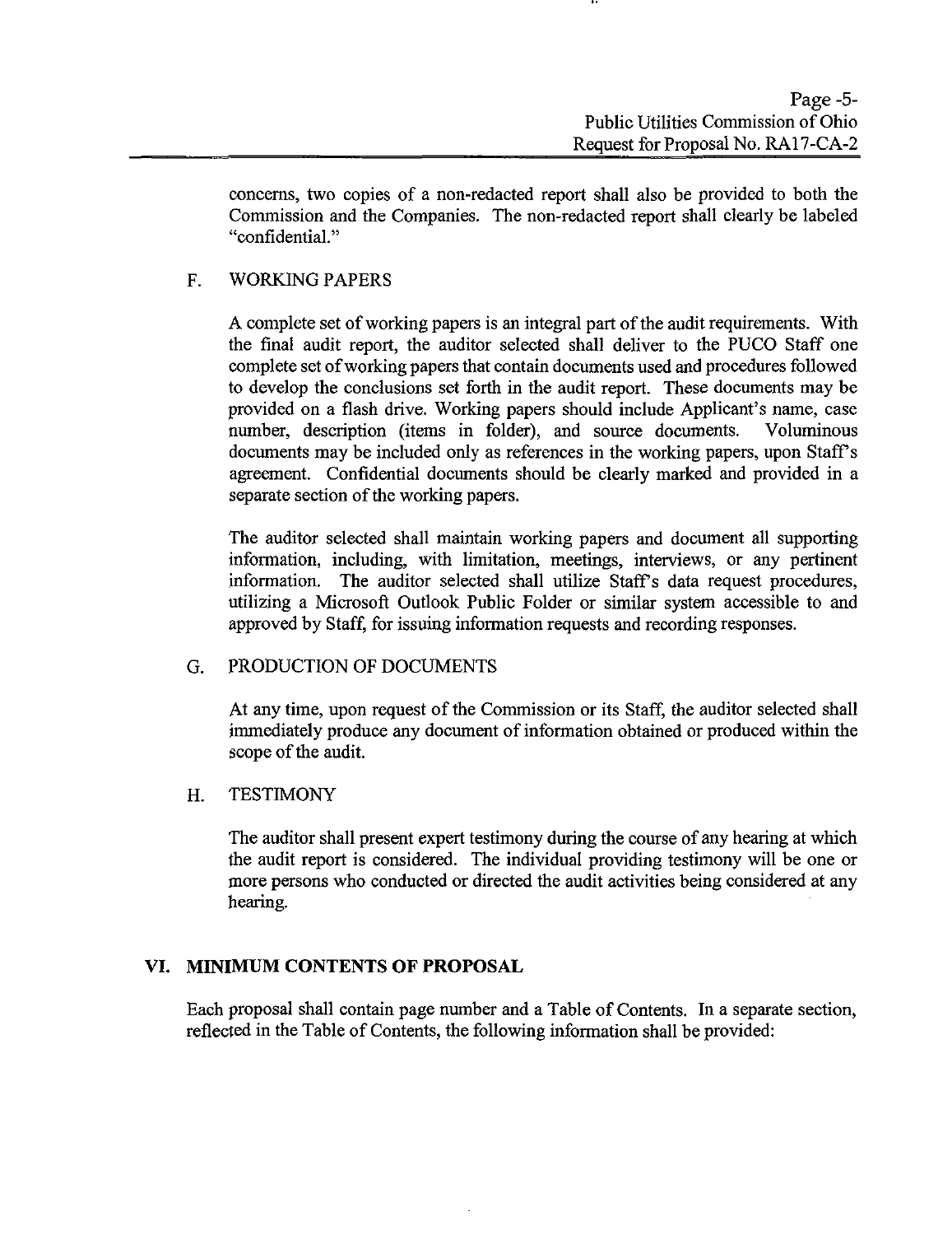concerns, two copies of a non-redacted report shall also be provided to both the Commission and the Companies. The non-redacted report shall clearly be labeled "confidential."

### F. WORKING PAPERS

A complete set of working papers is an integral part of the audit requirements. With the final audit report, the auditor selected shall deliver to the PUCO Staff one complete set of working papers that contain documents used and procedures followed to develop the conclusions set forth in the audit report. These documents may be provided on a flash drive. Working papers should include Applicant's name, case number, description (items in folder), and source documents. Voluminous documents may be included only as references in the working papers, upon Staff's agreement. Confidential documents should be clearly marked and provided in a separate section of the working papers.

The auditor selected shall maintain working papers and document all supporting information, including, with limitation, meetings, interviews, or any pertinent information. The auditor selected shall utilize Staff's data request procedures, utilizing a Microsoft Outlook Public Folder or similar system accessible to and approved by Staff, for issuing information requests and recording responses.

### G. PRODUCTION OF DOCUMENTS

At any time, upon request of the Commission or its Staff, the auditor selected shall immediately produce any document of information obtained or produced within the scope of the audit.

### H. TESTIMONY

The auditor shall present expert testimony during the course of any hearing at which the audit report is considered. The individual providing testimony will be one or more persons who conducted or directed the audit activities being considered at any hearing.

## VI. MINIMUM CONTENTS OF PROPOSAL

Each proposal shall contain page number and a Table of Contents. In a separate section, reflected in the Table of Contents, the following information shall be provided: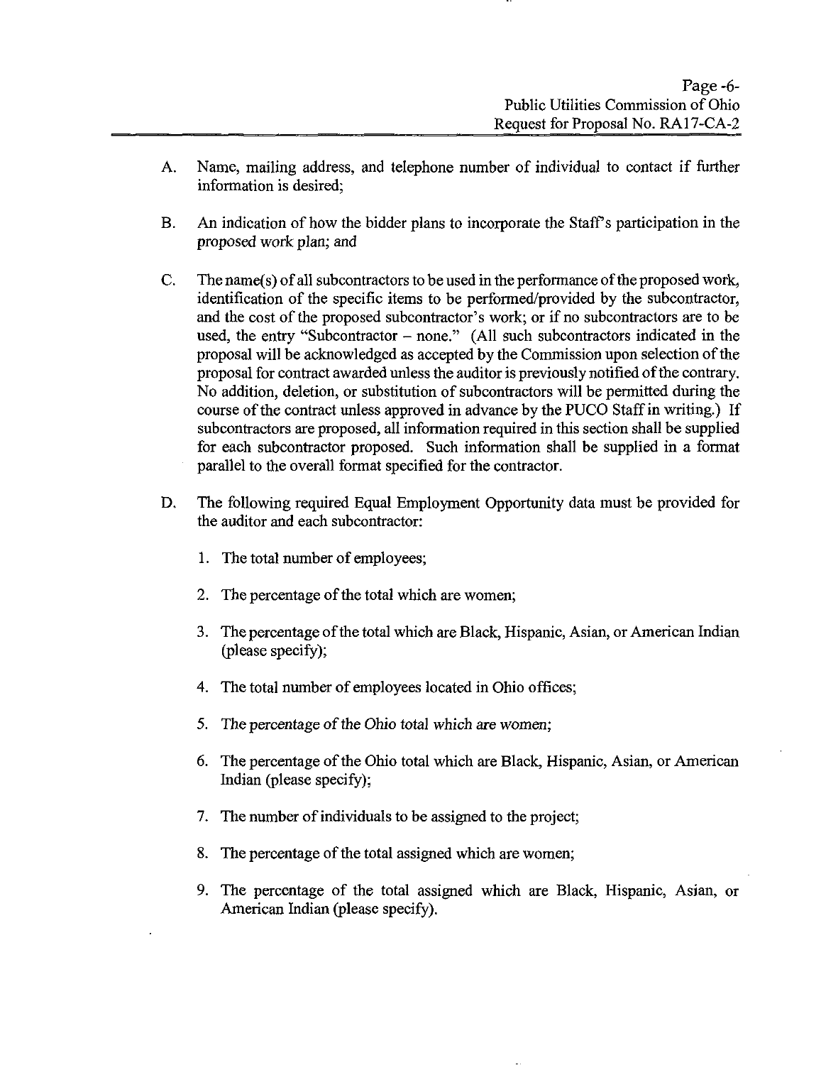A. Name, mailing address, and telephone number of individual to contact if further information is desired;

B. An indication of how the bidder plans to incorporate the Staff's participation in the proposed work plan; and

C. The name(s) of all subcontractors to be used in the performance of the proposed work, identification of the specific items to be performed/provided by the subcontractor, and the cost of the proposed subcontractor's work; or if no subcontractors are to be used, the entry "Subcontractor – none." (All such subcontractors indicated in the proposal will be acknowledged as accepted by the Commission upon selection of the proposal for contract awarded unless the auditor is previously notified of the contrary. No addition, deletion, or substitution of subcontractors will be permitted during the course of the contract unless approved in advance by the PUCO Staff in writing.) If subcontractors are proposed, all information required in this section shall be supplied for each subcontractor proposed. Such information shall be supplied in a format parallel to the overall format specified for the contractor.

D. The following required Equal Employment Opportunity data must be provided for the auditor and each subcontractor:

   1. The total number of employees;

   2. The percentage of the total which are women;

   3. The percentage of the total which are Black, Hispanic, Asian, or American Indian (please specify);

   4. The total number of employees located in Ohio offices;

   5. The percentage of the Ohio total which are women;

   6. The percentage of the Ohio total which are Black, Hispanic, Asian, or American Indian (please specify);

   7. The number of individuals to be assigned to the project;

   8. The percentage of the total assigned which are women;

   9. The percentage of the total assigned which are Black, Hispanic, Asian, or American Indian (please specify).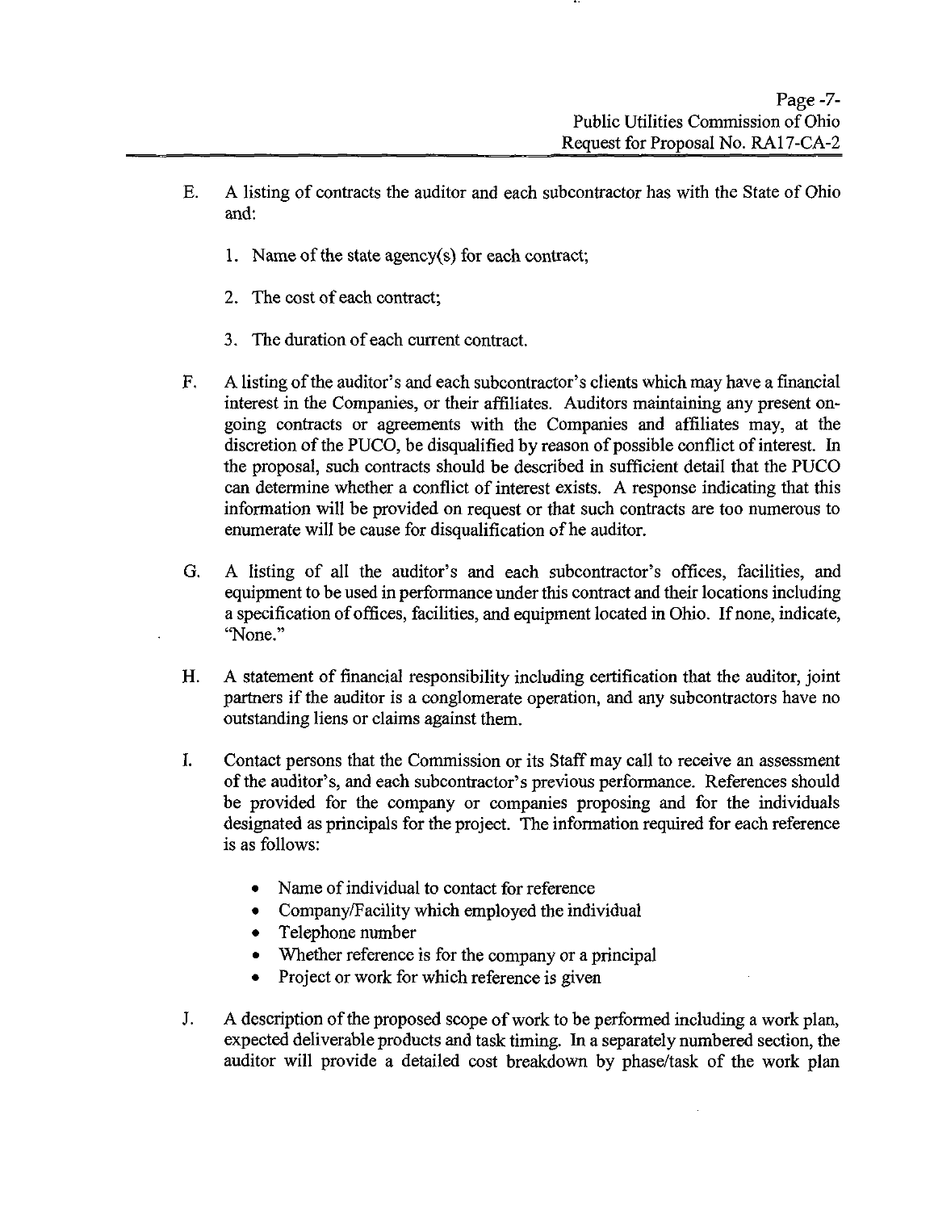E. A listing of contracts the auditor and each subcontractor has with the State of Ohio and:

   1. Name of the state agency(s) for each contract;

   2. The cost of each contract;

   3. The duration of each current contract.

F. A listing of the auditor's and each subcontractor's clients which may have a financial interest in the Companies, or their affiliates. Auditors maintaining any present on-going contracts or agreements with the Companies and affiliates may, at the discretion of the PUCO, be disqualified by reason of possible conflict of interest. In the proposal, such contracts should be described in sufficient detail that the PUCO can determine whether a conflict of interest exists. A response indicating that this information will be provided on request or that such contracts are too numerous to enumerate will be cause for disqualification of he auditor.

G. A listing of all the auditor's and each subcontractor's offices, facilities, and equipment to be used in performance under this contract and their locations including a specification of offices, facilities, and equipment located in Ohio. If none, indicate, "None."

H. A statement of financial responsibility including certification that the auditor, joint partners if the auditor is a conglomerate operation, and any subcontractors have no outstanding liens or claims against them.

I. Contact persons that the Commission or its Staff may call to receive an assessment of the auditor's, and each subcontractor's previous performance. References should be provided for the company or companies proposing and for the individuals designated as principals for the project. The information required for each reference is as follows:

   - Name of individual to contact for reference
   - Company/Facility which employed the individual
   - Telephone number
   - Whether reference is for the company or a principal
   - Project or work for which reference is given

J. A description of the proposed scope of work to be performed including a work plan, expected deliverable products and task timing. In a separately numbered section, the auditor will provide a detailed cost breakdown by phase/task of the work plan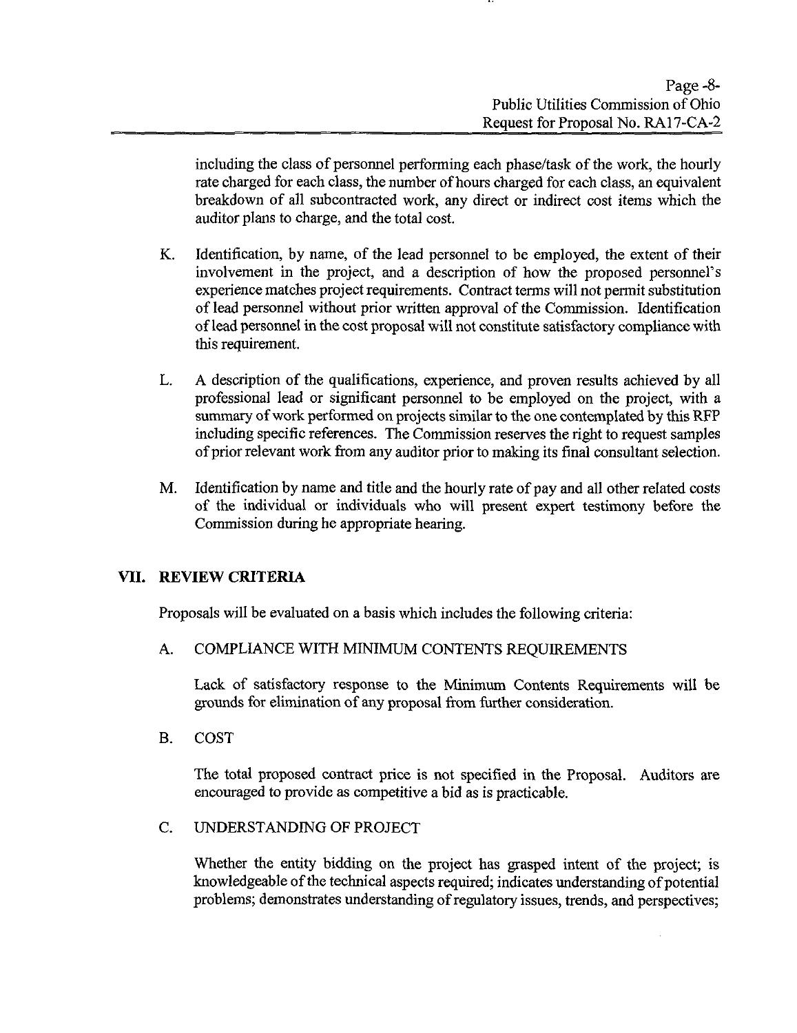including the class of personnel performing each phase/task of the work, the hourly rate charged for each class, the number of hours charged for each class, an equivalent breakdown of all subcontracted work, any direct or indirect cost items which the auditor plans to charge, and the total cost.

K. Identification, by name, of the lead personnel to be employed, the extent of their involvement in the project, and a description of how the proposed personnel's experience matches project requirements. Contract terms will not permit substitution of lead personnel without prior written approval of the Commission. Identification of lead personnel in the cost proposal will not constitute satisfactory compliance with this requirement.

L. A description of the qualifications, experience, and proven results achieved by all professional lead or significant personnel to be employed on the project, with a summary of work performed on projects similar to the one contemplated by this RFP including specific references. The Commission reserves the right to request samples of prior relevant work from any auditor prior to making its final consultant selection.

M. Identification by name and title and the hourly rate of pay and all other related costs of the individual or individuals who will present expert testimony before the Commission during he appropriate hearing.

## VII. REVIEW CRITERIA

Proposals will be evaluated on a basis which includes the following criteria:

A. COMPLIANCE WITH MINIMUM CONTENTS REQUIREMENTS

Lack of satisfactory response to the Minimum Contents Requirements will be grounds for elimination of any proposal from further consideration.

B. COST

The total proposed contract price is not specified in the Proposal. Auditors are encouraged to provide as competitive a bid as is practicable.

C. UNDERSTANDING OF PROJECT

Whether the entity bidding on the project has grasped intent of the project; is knowledgeable of the technical aspects required; indicates understanding of potential problems; demonstrates understanding of regulatory issues, trends, and perspectives;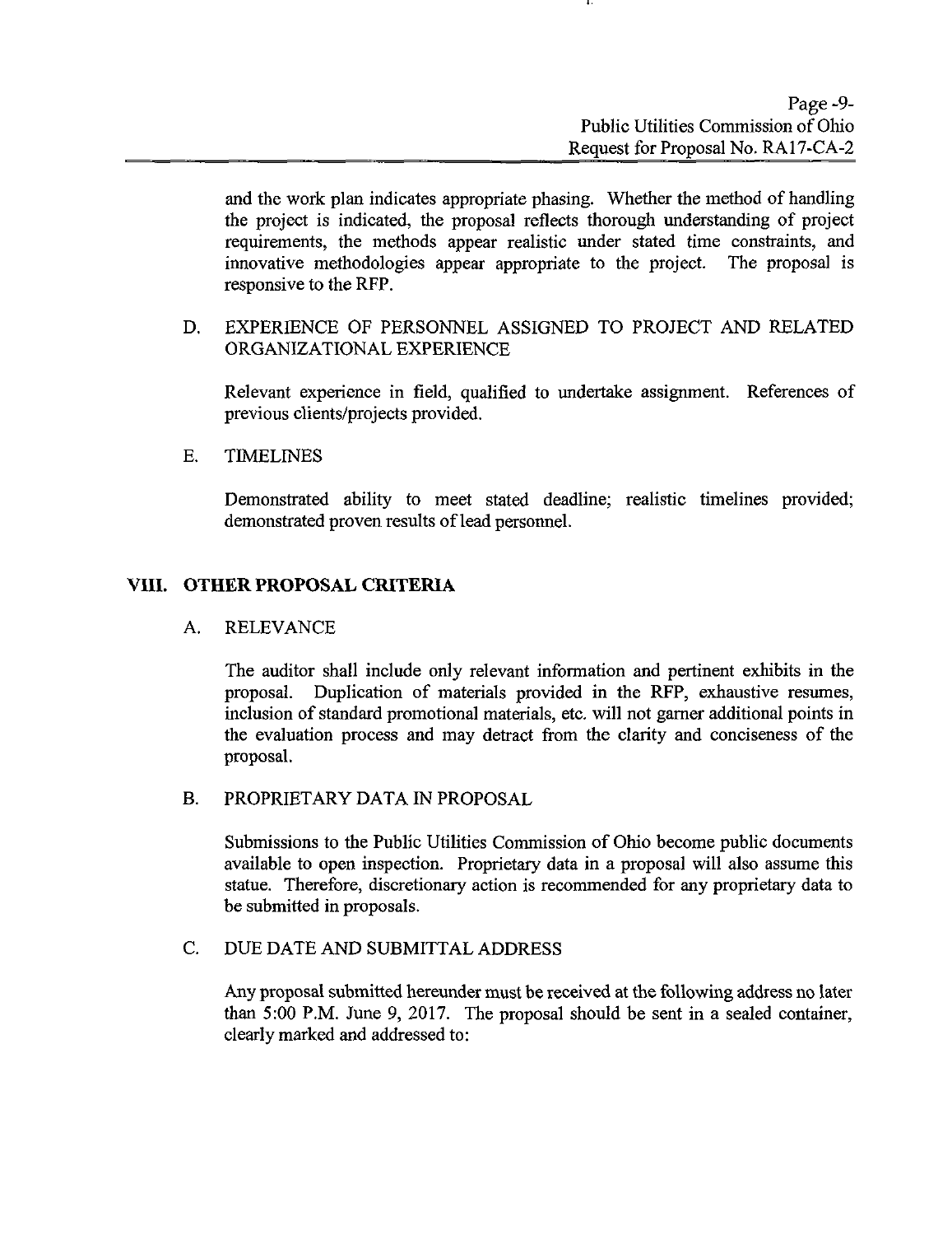and the work plan indicates appropriate phasing. Whether the method of handling the project is indicated, the proposal reflects thorough understanding of project requirements, the methods appear realistic under stated time constraints, and innovative methodologies appear appropriate to the project. The proposal is responsive to the RFP.

D. EXPERIENCE OF PERSONNEL ASSIGNED TO PROJECT AND RELATED ORGANIZATIONAL EXPERIENCE

Relevant experience in field, qualified to undertake assignment. References of previous clients/projects provided.

E. TIMELINES

Demonstrated ability to meet stated deadline; realistic timelines provided; demonstrated proven results of lead personnel.

## VIII. OTHER PROPOSAL CRITERIA

A. RELEVANCE

The auditor shall include only relevant information and pertinent exhibits in the proposal. Duplication of materials provided in the RFP, exhaustive resumes, inclusion of standard promotional materials, etc. will not garner additional points in the evaluation process and may detract from the clarity and conciseness of the proposal.

B. PROPRIETARY DATA IN PROPOSAL

Submissions to the Public Utilities Commission of Ohio become public documents available to open inspection. Proprietary data in a proposal will also assume this statue. Therefore, discretionary action is recommended for any proprietary data to be submitted in proposals.

C. DUE DATE AND SUBMITTAL ADDRESS

Any proposal submitted hereunder must be received at the following address no later than 5:00 P.M. June 9, 2017. The proposal should be sent in a sealed container, clearly marked and addressed to: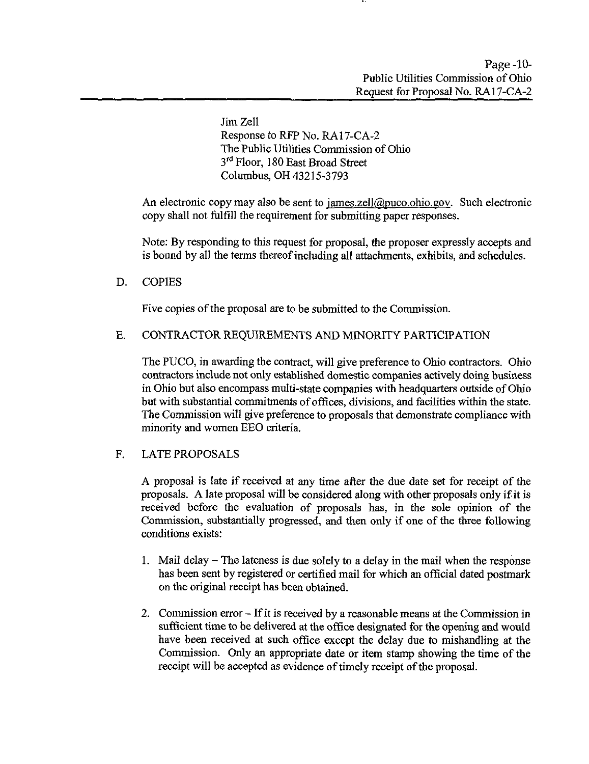Jim Zell
Response to RFP No. RA17-CA-2
The Public Utilities Commission of Ohio
3rd Floor, 180 East Broad Street
Columbus, OH 43215-3793

An electronic copy may also be sent to james.zell@puco.ohio.gov. Such electronic copy shall not fulfill the requirement for submitting paper responses.

Note: By responding to this request for proposal, the proposer expressly accepts and is bound by all the terms thereof including all attachments, exhibits, and schedules.

D. COPIES

Five copies of the proposal are to be submitted to the Commission.

E. CONTRACTOR REQUIREMENTS AND MINORITY PARTICIPATION

The PUCO, in awarding the contract, will give preference to Ohio contractors. Ohio contractors include not only established domestic companies actively doing business in Ohio but also encompass multi-state companies with headquarters outside of Ohio but with substantial commitments of offices, divisions, and facilities within the state. The Commission will give preference to proposals that demonstrate compliance with minority and women EEO criteria.

F. LATE PROPOSALS

A proposal is late if received at any time after the due date set for receipt of the proposals. A late proposal will be considered along with other proposals only if it is received before the evaluation of proposals has, in the sole opinion of the Commission, substantially progressed, and then only if one of the three following conditions exists:

1. Mail delay – The lateness is due solely to a delay in the mail when the response has been sent by registered or certified mail for which an official dated postmark on the original receipt has been obtained.

2. Commission error – If it is received by a reasonable means at the Commission in sufficient time to be delivered at the office designated for the opening and would have been received at such office except the delay due to mishandling at the Commission. Only an appropriate date or item stamp showing the time of the receipt will be accepted as evidence of timely receipt of the proposal.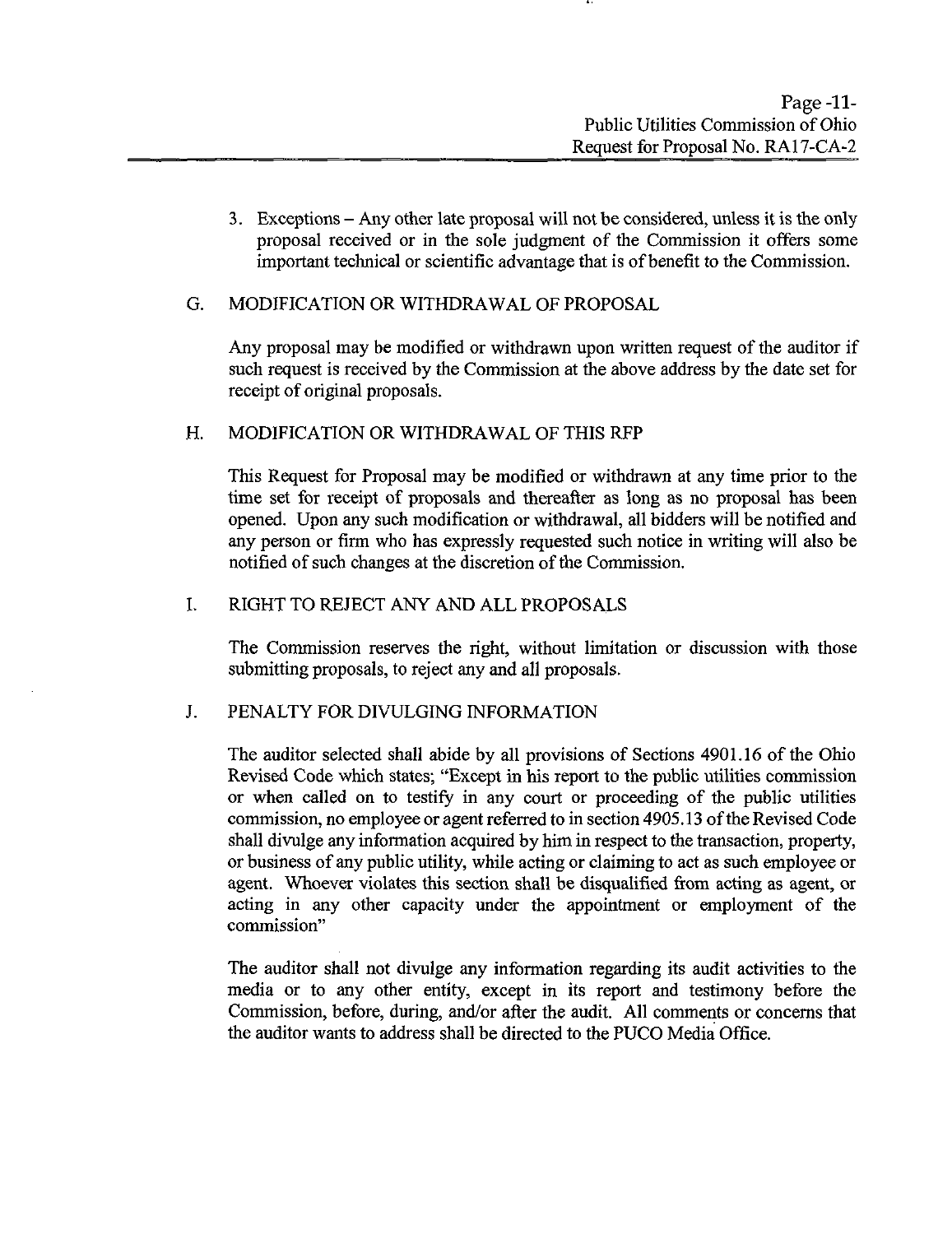3. Exceptions – Any other late proposal will not be considered, unless it is the only proposal received or in the sole judgment of the Commission it offers some important technical or scientific advantage that is of benefit to the Commission.

## G. MODIFICATION OR WITHDRAWAL OF PROPOSAL

Any proposal may be modified or withdrawn upon written request of the auditor if such request is received by the Commission at the above address by the date set for receipt of original proposals.

## H. MODIFICATION OR WITHDRAWAL OF THIS RFP

This Request for Proposal may be modified or withdrawn at any time prior to the time set for receipt of proposals and thereafter as long as no proposal has been opened. Upon any such modification or withdrawal, all bidders will be notified and any person or firm who has expressly requested such notice in writing will also be notified of such changes at the discretion of the Commission.

## I. RIGHT TO REJECT ANY AND ALL PROPOSALS

The Commission reserves the right, without limitation or discussion with those submitting proposals, to reject any and all proposals.

## J. PENALTY FOR DIVULGING INFORMATION

The auditor selected shall abide by all provisions of Sections 4901.16 of the Ohio Revised Code which states; "Except in his report to the public utilities commission or when called on to testify in any court or proceeding of the public utilities commission, no employee or agent referred to in section 4905.13 of the Revised Code shall divulge any information acquired by him in respect to the transaction, property, or business of any public utility, while acting or claiming to act as such employee or agent. Whoever violates this section shall be disqualified from acting as agent, or acting in any other capacity under the appointment or employment of the commission"

The auditor shall not divulge any information regarding its audit activities to the media or to any other entity, except in its report and testimony before the Commission, before, during, and/or after the audit. All comments or concerns that the auditor wants to address shall be directed to the PUCO Media Office.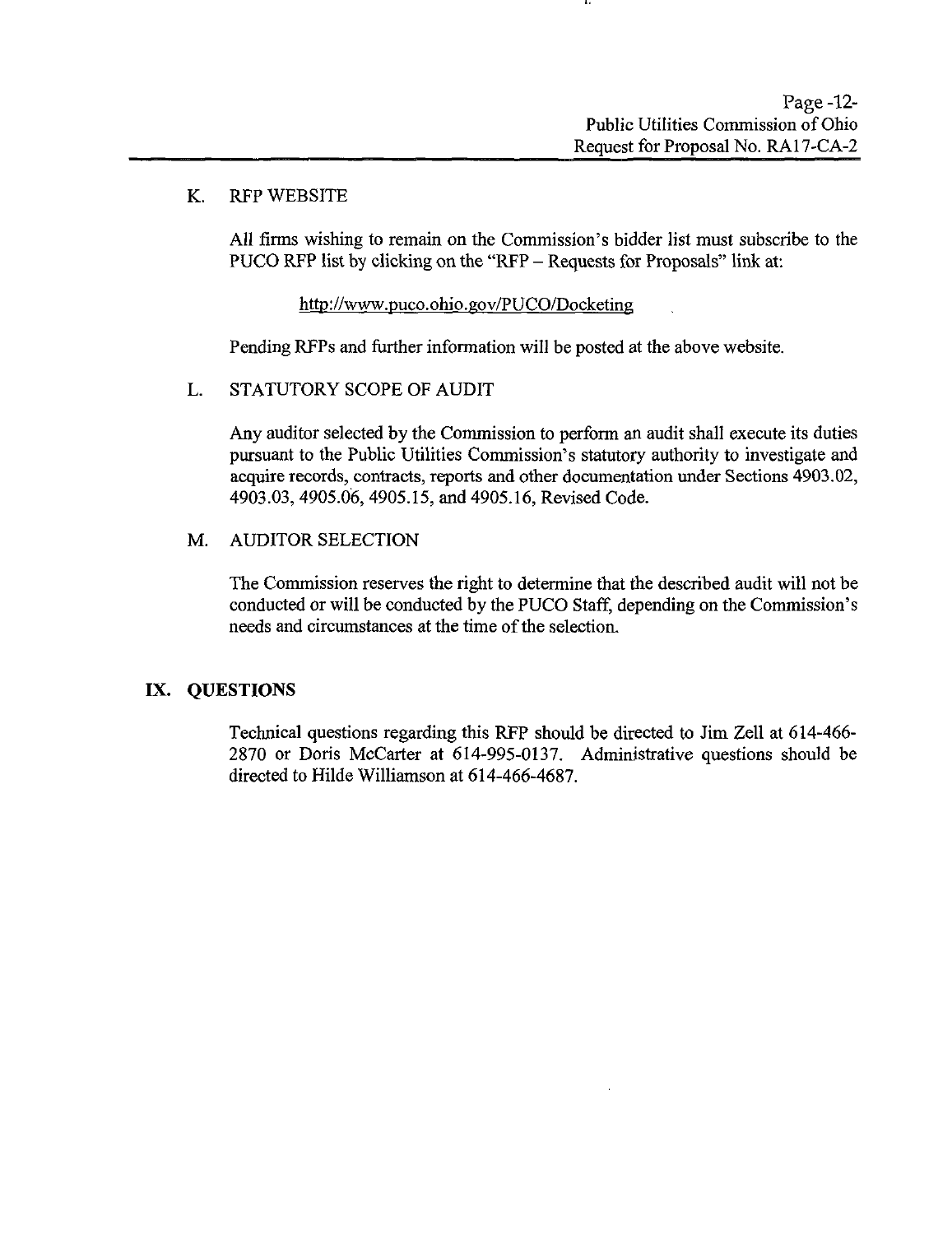K. RFP WEBSITE

All firms wishing to remain on the Commission's bidder list must subscribe to the PUCO RFP list by clicking on the "RFP – Requests for Proposals" link at:

http://www.puco.ohio.gov/PUCO/Docketing

Pending RFPs and further information will be posted at the above website.

L. STATUTORY SCOPE OF AUDIT

Any auditor selected by the Commission to perform an audit shall execute its duties pursuant to the Public Utilities Commission's statutory authority to investigate and acquire records, contracts, reports and other documentation under Sections 4903.02, 4903.03, 4905.06, 4905.15, and 4905.16, Revised Code.

M. AUDITOR SELECTION

The Commission reserves the right to determine that the described audit will not be conducted or will be conducted by the PUCO Staff, depending on the Commission's needs and circumstances at the time of the selection.

## IX. QUESTIONS

Technical questions regarding this RFP should be directed to Jim Zell at 614-466-2870 or Doris McCarter at 614-995-0137. Administrative questions should be directed to Hilde Williamson at 614-466-4687.